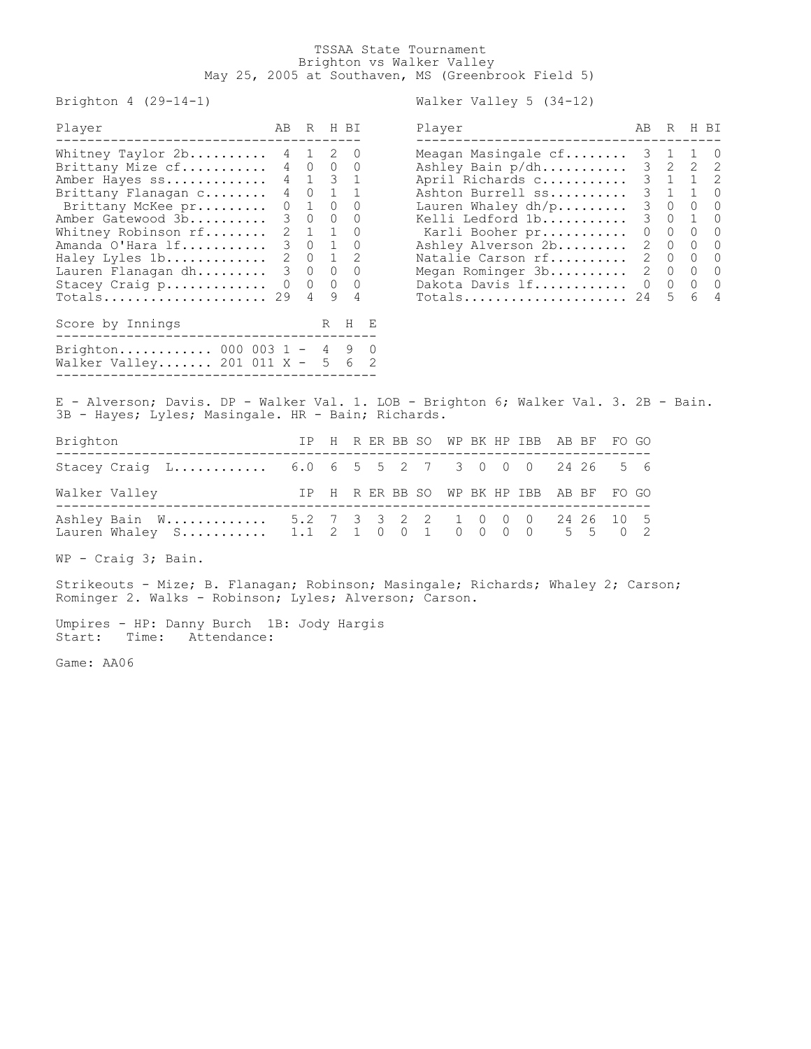# TSSAA State Tournament

## Brighton vs Walker Valley

May 25, 2005 at Southaven, MS (Greenbrook Field 5)

### Brighton 4 (29-14-1)

| Player | AB | R | H | BI |
|---|---|---|---|---|
| Whitney Taylor 2b | 4 | 1 | 2 | 0 |
| Brittany Mize cf | 4 | 0 | 0 | 0 |
| Amber Hayes ss | 4 | 1 | 3 | 1 |
| Brittany Flanagan c | 4 | 0 | 1 | 1 |
| Brittany McKee pr | 0 | 1 | 0 | 0 |
| Amber Gatewood 3b | 3 | 0 | 0 | 0 |
| Whitney Robinson rf | 2 | 1 | 1 | 0 |
| Amanda O'Hara lf | 3 | 0 | 1 | 0 |
| Haley Lyles 1b | 2 | 0 | 1 | 2 |
| Lauren Flanagan dh | 3 | 0 | 0 | 0 |
| Stacey Craig p | 0 | 0 | 0 | 0 |
| Totals | 29 | 4 | 9 | 4 |

### Walker Valley 5 (34-12)

| Player | AB | R | H | BI |
|---|---|---|---|---|
| Meagan Masingale cf | 3 | 1 | 1 | 0 |
| Ashley Bain p/dh | 3 | 2 | 2 | 2 |
| April Richards c | 3 | 1 | 1 | 2 |
| Ashton Burrell ss | 3 | 1 | 1 | 0 |
| Lauren Whaley dh/p | 3 | 0 | 0 | 0 |
| Kelli Ledford 1b | 3 | 0 | 1 | 0 |
| Karli Booher pr | 0 | 0 | 0 | 0 |
| Ashley Alverson 2b | 2 | 0 | 0 | 0 |
| Natalie Carson rf | 2 | 0 | 0 | 0 |
| Megan Rominger 3b | 2 | 0 | 0 | 0 |
| Dakota Davis lf | 0 | 0 | 0 | 0 |
| Totals | 24 | 5 | 6 | 4 |

### Score by Innings

| Team | Innings | R | H | E |
|---|---|---|---|---|
| Brighton | 000 003 1 | 4 | 9 | 0 |
| Walker Valley | 201 011 X | 5 | 6 | 2 |

E - Alverson; Davis. DP - Walker Val. 1. LOB - Brighton 6; Walker Val. 3. 2B - Bain. 3B - Hayes; Lyles; Masingale. HR - Bain; Richards.

| Brighton | IP | H | R | ER | BB | SO | WP | BK | HP | IBB | AB | BF | FO | GO |
|---|---|---|---|---|---|---|---|---|---|---|---|---|---|---|
| Stacey Craig L | 6.0 | 6 | 5 | 5 | 2 | 7 | 3 | 0 | 0 | 0 | 24 | 26 | 5 | 6 |

| Walker Valley | IP | H | R | ER | BB | SO | WP | BK | HP | IBB | AB | BF | FO | GO |
|---|---|---|---|---|---|---|---|---|---|---|---|---|---|---|
| Ashley Bain W | 5.2 | 7 | 3 | 3 | 2 | 2 | 1 | 0 | 0 | 0 | 24 | 26 | 10 | 5 |
| Lauren Whaley S | 1.1 | 2 | 1 | 0 | 0 | 1 | 0 | 0 | 0 | 0 | 5 | 5 | 0 | 2 |

WP - Craig 3; Bain.

Strikeouts - Mize; B. Flanagan; Robinson; Masingale; Richards; Whaley 2; Carson; Rominger 2. Walks - Robinson; Lyles; Alverson; Carson.

Umpires - HP: Danny Burch 1B: Jody Hargis
Start: Time: Attendance:

Game: AA06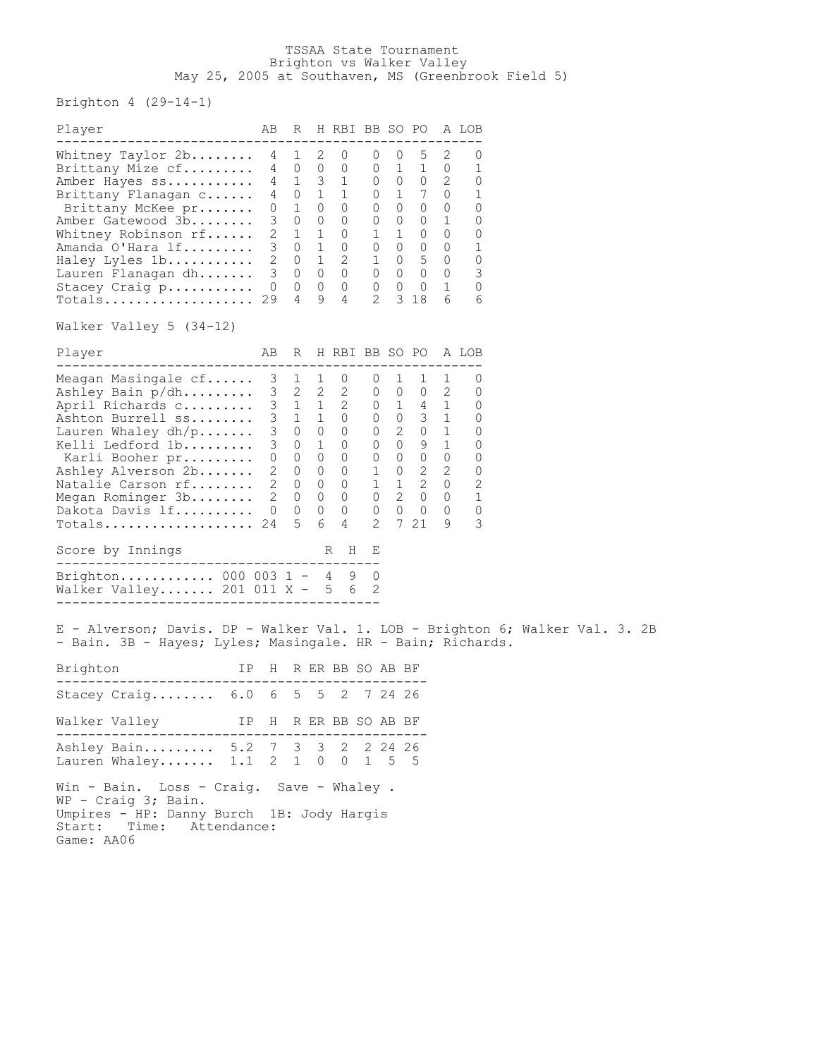# TSSAA State Tournament
## Brighton vs Walker Valley
### May 25, 2005 at Southaven, MS (Greenbrook Field 5)

**Brighton 4 (29-14-1)**

| Player | AB | R | H | RBI | BB | SO | PO | A | LOB |
|---|---|---|---|---|---|---|---|---|---|
| Whitney Taylor 2b | 4 | 1 | 2 | 0 | 0 | 0 | 5 | 2 | 0 |
| Brittany Mize cf | 4 | 0 | 0 | 0 | 0 | 1 | 1 | 0 | 1 |
| Amber Hayes ss | 4 | 1 | 3 | 1 | 0 | 0 | 0 | 2 | 0 |
| Brittany Flanagan c | 4 | 0 | 1 | 1 | 0 | 1 | 7 | 0 | 1 |
| Brittany McKee pr | 0 | 1 | 0 | 0 | 0 | 0 | 0 | 0 | 0 |
| Amber Gatewood 3b | 3 | 0 | 0 | 0 | 0 | 0 | 0 | 1 | 0 |
| Whitney Robinson rf | 2 | 1 | 1 | 0 | 1 | 1 | 0 | 0 | 0 |
| Amanda O'Hara lf | 3 | 0 | 1 | 0 | 0 | 0 | 0 | 0 | 1 |
| Haley Lyles 1b | 2 | 0 | 1 | 2 | 1 | 0 | 5 | 0 | 0 |
| Lauren Flanagan dh | 3 | 0 | 0 | 0 | 0 | 0 | 0 | 0 | 3 |
| Stacey Craig p | 0 | 0 | 0 | 0 | 0 | 0 | 0 | 1 | 0 |
| Totals | 29 | 4 | 9 | 4 | 2 | 3 | 18 | 6 | 6 |

**Walker Valley 5 (34-12)**

| Player | AB | R | H | RBI | BB | SO | PO | A | LOB |
|---|---|---|---|---|---|---|---|---|---|
| Meagan Masingale cf | 3 | 1 | 1 | 0 | 0 | 1 | 1 | 1 | 0 |
| Ashley Bain p/dh | 3 | 2 | 2 | 2 | 0 | 0 | 0 | 2 | 0 |
| April Richards c | 3 | 1 | 1 | 2 | 0 | 1 | 4 | 1 | 0 |
| Ashton Burrell ss | 3 | 1 | 1 | 0 | 0 | 0 | 3 | 1 | 0 |
| Lauren Whaley dh/p | 3 | 0 | 0 | 0 | 0 | 2 | 0 | 1 | 0 |
| Kelli Ledford 1b | 3 | 0 | 1 | 0 | 0 | 0 | 9 | 1 | 0 |
| Karli Booher pr | 0 | 0 | 0 | 0 | 0 | 0 | 0 | 0 | 0 |
| Ashley Alverson 2b | 2 | 0 | 0 | 0 | 1 | 0 | 2 | 2 | 0 |
| Natalie Carson rf | 2 | 0 | 0 | 0 | 1 | 1 | 2 | 0 | 2 |
| Megan Rominger 3b | 2 | 0 | 0 | 0 | 0 | 2 | 0 | 0 | 1 |
| Dakota Davis lf | 0 | 0 | 0 | 0 | 0 | 0 | 0 | 0 | 0 |
| Totals | 24 | 5 | 6 | 4 | 2 | 7 | 21 | 9 | 3 |

| Score by Innings | | R | H | E |
|---|---|---|---|---|
| Brighton | 000 003 1 | 4 | 9 | 0 |
| Walker Valley | 201 011 X | 5 | 6 | 2 |

E - Alverson; Davis. DP - Walker Val. 1. LOB - Brighton 6; Walker Val. 3. 2B - Bain. 3B - Hayes; Lyles; Masingale. HR - Bain; Richards.

| Brighton | IP | H | R | ER | BB | SO | AB | BF |
|---|---|---|---|---|---|---|---|---|
| Stacey Craig | 6.0 | 6 | 5 | 5 | 2 | 7 | 24 | 26 |

| Walker Valley | IP | H | R | ER | BB | SO | AB | BF |
|---|---|---|---|---|---|---|---|---|
| Ashley Bain | 5.2 | 7 | 3 | 3 | 2 | 2 | 24 | 26 |
| Lauren Whaley | 1.1 | 2 | 1 | 0 | 0 | 1 | 5 | 5 |

Win - Bain. Loss - Craig. Save - Whaley .
WP - Craig 3; Bain.
Umpires - HP: Danny Burch 1B: Jody Hargis
Start: Time: Attendance:
Game: AA06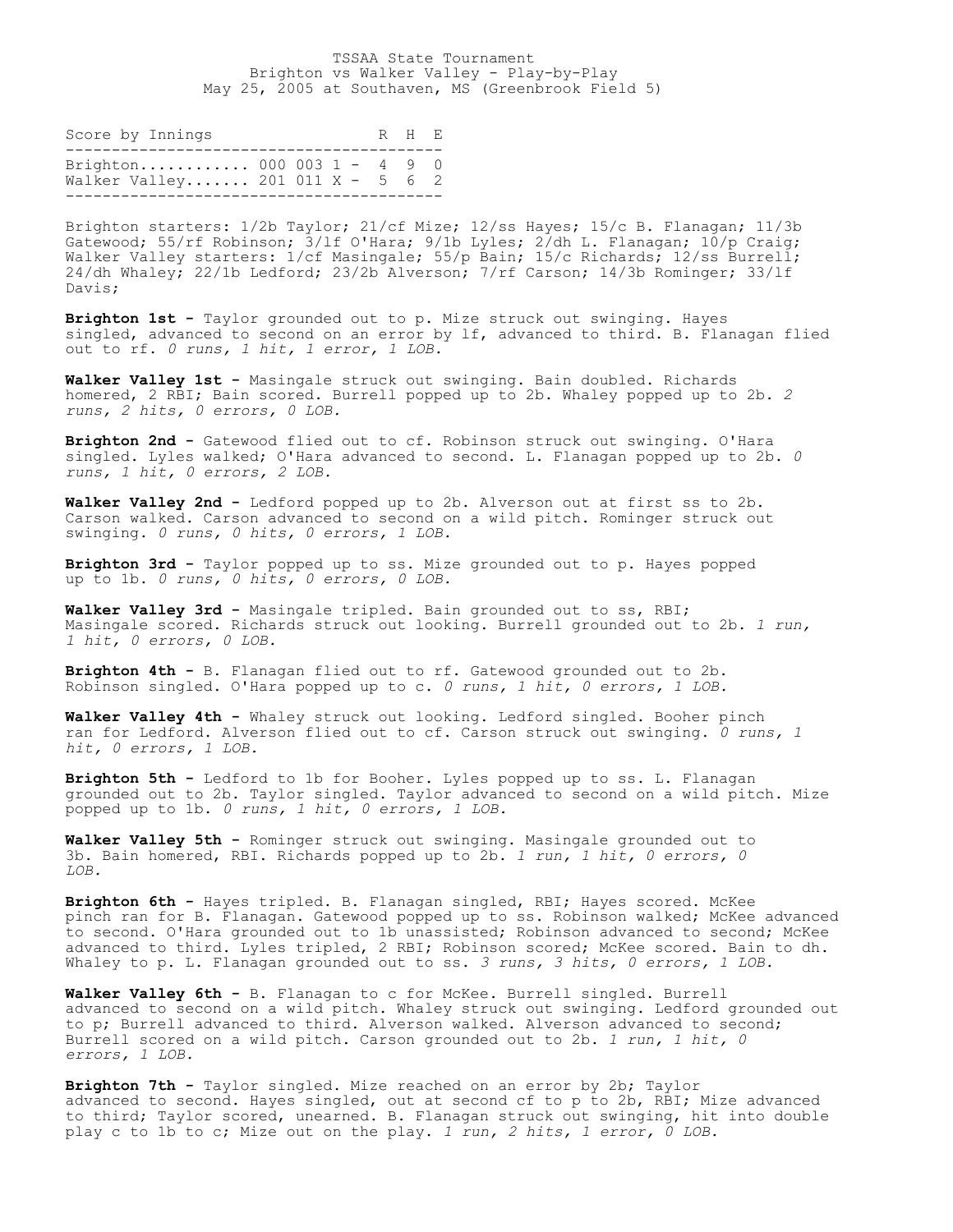TSSAA State Tournament
Brighton vs Walker Valley - Play-by-Play
May 25, 2005 at Southaven, MS (Greenbrook Field 5)

| Score by Innings | | R | H | E |
|---|---|---|---|---|
| Brighton | 000 003 1 | 4 | 9 | 0 |
| Walker Valley | 201 011 X | 5 | 6 | 2 |

Brighton starters: 1/2b Taylor; 21/cf Mize; 12/ss Hayes; 15/c B. Flanagan; 11/3b Gatewood; 55/rf Robinson; 3/lf O'Hara; 9/1b Lyles; 2/dh L. Flanagan; 10/p Craig;
Walker Valley starters: 1/cf Masingale; 55/p Bain; 15/c Richards; 12/ss Burrell; 24/dh Whaley; 22/1b Ledford; 23/2b Alverson; 7/rf Carson; 14/3b Rominger; 33/lf Davis;

**Brighton 1st -** Taylor grounded out to p. Mize struck out swinging. Hayes singled, advanced to second on an error by lf, advanced to third. B. Flanagan flied out to rf. *0 runs, 1 hit, 1 error, 1 LOB.*

**Walker Valley 1st -** Masingale struck out swinging. Bain doubled. Richards homered, 2 RBI; Bain scored. Burrell popped up to 2b. Whaley popped up to 2b. *2 runs, 2 hits, 0 errors, 0 LOB.*

**Brighton 2nd -** Gatewood flied out to cf. Robinson struck out swinging. O'Hara singled. Lyles walked; O'Hara advanced to second. L. Flanagan popped up to 2b. *0 runs, 1 hit, 0 errors, 2 LOB.*

**Walker Valley 2nd -** Ledford popped up to 2b. Alverson out at first ss to 2b. Carson walked. Carson advanced to second on a wild pitch. Rominger struck out swinging. *0 runs, 0 hits, 0 errors, 1 LOB.*

**Brighton 3rd -** Taylor popped up to ss. Mize grounded out to p. Hayes popped up to 1b. *0 runs, 0 hits, 0 errors, 0 LOB.*

**Walker Valley 3rd -** Masingale tripled. Bain grounded out to ss, RBI; Masingale scored. Richards struck out looking. Burrell grounded out to 2b. *1 run, 1 hit, 0 errors, 0 LOB.*

**Brighton 4th -** B. Flanagan flied out to rf. Gatewood grounded out to 2b. Robinson singled. O'Hara popped up to c. *0 runs, 1 hit, 0 errors, 1 LOB.*

**Walker Valley 4th -** Whaley struck out looking. Ledford singled. Booher pinch ran for Ledford. Alverson flied out to cf. Carson struck out swinging. *0 runs, 1 hit, 0 errors, 1 LOB.*

**Brighton 5th -** Ledford to 1b for Booher. Lyles popped up to ss. L. Flanagan grounded out to 2b. Taylor singled. Taylor advanced to second on a wild pitch. Mize popped up to 1b. *0 runs, 1 hit, 0 errors, 1 LOB.*

**Walker Valley 5th -** Rominger struck out swinging. Masingale grounded out to 3b. Bain homered, RBI. Richards popped up to 2b. *1 run, 1 hit, 0 errors, 0 LOB.*

**Brighton 6th -** Hayes tripled. B. Flanagan singled, RBI; Hayes scored. McKee pinch ran for B. Flanagan. Gatewood popped up to ss. Robinson walked; McKee advanced to second. O'Hara grounded out to 1b unassisted; Robinson advanced to second; McKee advanced to third. Lyles tripled, 2 RBI; Robinson scored; McKee scored. Bain to dh. Whaley to p. L. Flanagan grounded out to ss. *3 runs, 3 hits, 0 errors, 1 LOB.*

**Walker Valley 6th -** B. Flanagan to c for McKee. Burrell singled. Burrell advanced to second on a wild pitch. Whaley struck out swinging. Ledford grounded out to p; Burrell advanced to third. Alverson walked. Alverson advanced to second; Burrell scored on a wild pitch. Carson grounded out to 2b. *1 run, 1 hit, 0 errors, 1 LOB.*

**Brighton 7th -** Taylor singled. Mize reached on an error by 2b; Taylor advanced to second. Hayes singled, out at second cf to p to 2b, RBI; Mize advanced to third; Taylor scored, unearned. B. Flanagan struck out swinging, hit into double play c to 1b to c; Mize out on the play. *1 run, 2 hits, 1 error, 0 LOB.*